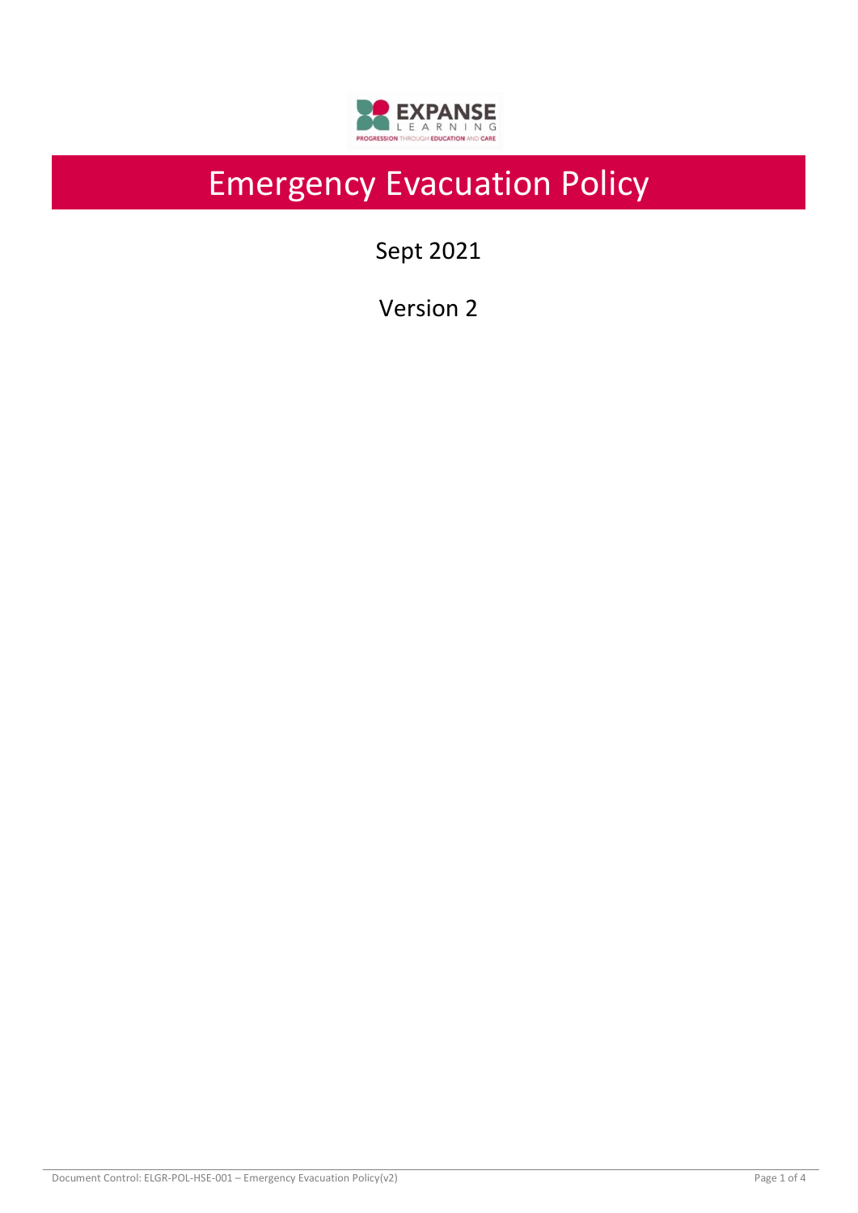# Emergency Evacuation Policy

Sept 2021

Version 2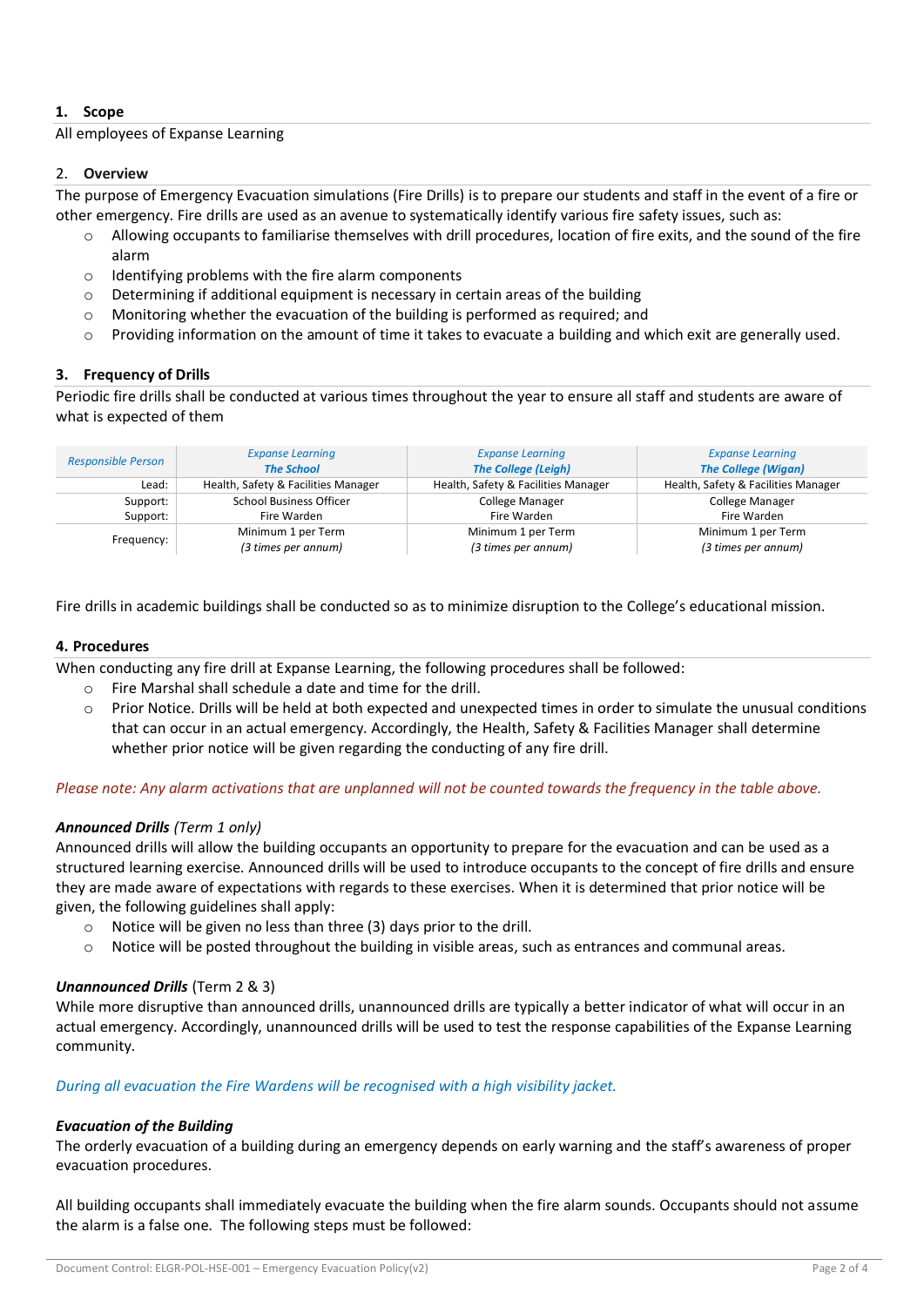### 1. Scope

All employees of Expanse Learning

### 2. Overview

The purpose of Emergency Evacuation simulations (Fire Drills) is to prepare our students and staff in the event of a fire or other emergency. Fire drills are used as an avenue to systematically identify various fire safety issues, such as:

- Allowing occupants to familiarise themselves with drill procedures, location of fire exits, and the sound of the fire alarm
- Identifying problems with the fire alarm components
- Determining if additional equipment is necessary in certain areas of the building
- Monitoring whether the evacuation of the building is performed as required; and
- Providing information on the amount of time it takes to evacuate a building and which exit are generally used.

### 3. Frequency of Drills

Periodic fire drills shall be conducted at various times throughout the year to ensure all staff and students are aware of what is expected of them

| *Responsible Person* | *Expanse Learning* ***The School*** | *Expanse Learning* ***The College (Leigh)*** | *Expanse Learning* ***The College (Wigan)*** |
|---|---|---|---|
| Lead: | Health, Safety & Facilities Manager | Health, Safety & Facilities Manager | Health, Safety & Facilities Manager |
| Support: | School Business Officer | College Manager | College Manager |
| Support: | Fire Warden | Fire Warden | Fire Warden |
| Frequency: | Minimum 1 per Term *(3 times per annum)* | Minimum 1 per Term *(3 times per annum)* | Minimum 1 per Term *(3 times per annum)* |

Fire drills in academic buildings shall be conducted so as to minimize disruption to the College's educational mission.

### 4. Procedures

When conducting any fire drill at Expanse Learning, the following procedures shall be followed:

- Fire Marshal shall schedule a date and time for the drill.
- Prior Notice. Drills will be held at both expected and unexpected times in order to simulate the unusual conditions that can occur in an actual emergency. Accordingly, the Health, Safety & Facilities Manager shall determine whether prior notice will be given regarding the conducting of any fire drill.

*Please note: Any alarm activations that are unplanned will not be counted towards the frequency in the table above.*

***Announced Drills*** *(Term 1 only)*

Announced drills will allow the building occupants an opportunity to prepare for the evacuation and can be used as a structured learning exercise. Announced drills will be used to introduce occupants to the concept of fire drills and ensure they are made aware of expectations with regards to these exercises. When it is determined that prior notice will be given, the following guidelines shall apply:

- Notice will be given no less than three (3) days prior to the drill.
- Notice will be posted throughout the building in visible areas, such as entrances and communal areas.

***Unannounced Drills*** (Term 2 & 3)

While more disruptive than announced drills, unannounced drills are typically a better indicator of what will occur in an actual emergency. Accordingly, unannounced drills will be used to test the response capabilities of the Expanse Learning community.

*During all evacuation the Fire Wardens will be recognised with a high visibility jacket.*

***Evacuation of the Building***

The orderly evacuation of a building during an emergency depends on early warning and the staff's awareness of proper evacuation procedures.

All building occupants shall immediately evacuate the building when the fire alarm sounds. Occupants should not assume the alarm is a false one. The following steps must be followed: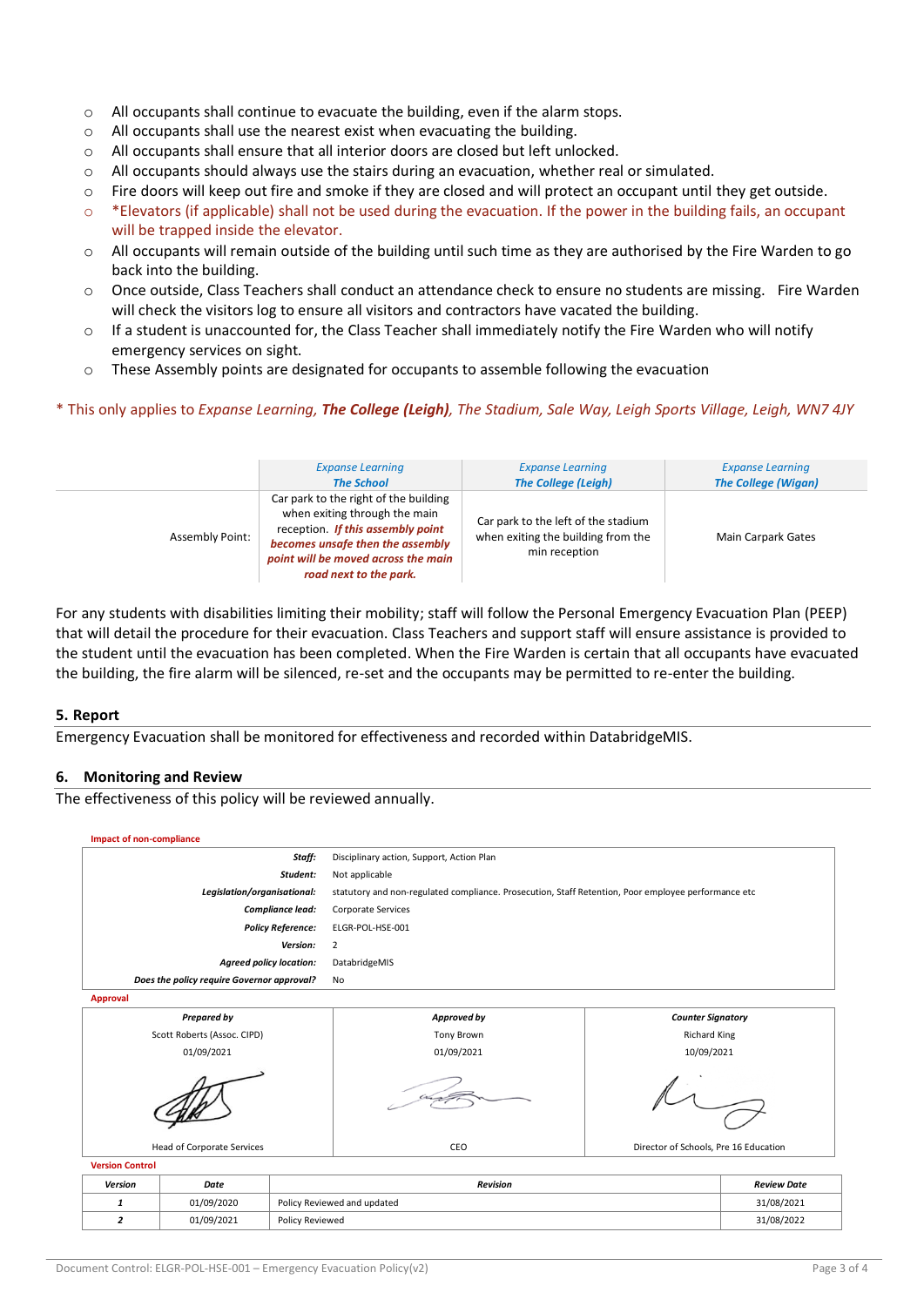- All occupants shall continue to evacuate the building, even if the alarm stops.
- All occupants shall use the nearest exist when evacuating the building.
- All occupants shall ensure that all interior doors are closed but left unlocked.
- All occupants should always use the stairs during an evacuation, whether real or simulated.
- Fire doors will keep out fire and smoke if they are closed and will protect an occupant until they get outside.
- *Elevators (if applicable) shall not be used during the evacuation. If the power in the building fails, an occupant will be trapped inside the elevator.
- All occupants will remain outside of the building until such time as they are authorised by the Fire Warden to go back into the building.
- Once outside, Class Teachers shall conduct an attendance check to ensure no students are missing. Fire Warden will check the visitors log to ensure all visitors and contractors have vacated the building.
- If a student is unaccounted for, the Class Teacher shall immediately notify the Fire Warden who will notify emergency services on sight.
- These Assembly points are designated for occupants to assemble following the evacuation

\* This only applies to *Expanse Learning*, ***The College (Leigh)***, *The Stadium, Sale Way, Leigh Sports Village, Leigh, WN7 4JY*

| | *Expanse Learning* ***The School*** | *Expanse Learning* ***The College (Leigh)*** | *Expanse Learning* ***The College (Wigan)*** |
|---|---|---|---|
| Assembly Point: | Car park to the right of the building when exiting through the main reception. ***If this assembly point becomes unsafe then the assembly point will be moved across the main road next to the park.*** | Car park to the left of the stadium when exiting the building from the min reception | Main Carpark Gates |

For any students with disabilities limiting their mobility; staff will follow the Personal Emergency Evacuation Plan (PEEP) that will detail the procedure for their evacuation. Class Teachers and support staff will ensure assistance is provided to the student until the evacuation has been completed. When the Fire Warden is certain that all occupants have evacuated the building, the fire alarm will be silenced, re-set and the occupants may be permitted to re-enter the building.

## 5. Report

Emergency Evacuation shall be monitored for effectiveness and recorded within DatabridgeMIS.

## 6. Monitoring and Review

The effectiveness of this policy will be reviewed annually.

**Impact of non-compliance**

| | |
|---|---|
| ***Staff:*** | Disciplinary action, Support, Action Plan |
| ***Student:*** | Not applicable |
| ***Legislation/organisational:*** | statutory and non-regulated compliance. Prosecution, Staff Retention, Poor employee performance etc |
| ***Compliance lead:*** | Corporate Services |
| ***Policy Reference:*** | ELGR-POL-HSE-001 |
| ***Version:*** | 2 |
| ***Agreed policy location:*** | DatabridgeMIS |
| ***Does the policy require Governor approval?*** | No |

**Approval**

| ***Prepared by*** | ***Approved by*** | ***Counter Signatory*** |
|---|---|---|
| Scott Roberts (Assoc. CIPD) | Tony Brown | Richard King |
| 01/09/2021 | 01/09/2021 | 10/09/2021 |
| Head of Corporate Services | CEO | Director of Schools, Pre 16 Education |

**Version Control**

| ***Version*** | ***Date*** | ***Revision*** | ***Review Date*** |
|---|---|---|---|
| ***1*** | 01/09/2020 | Policy Reviewed and updated | 31/08/2021 |
| ***2*** | 01/09/2021 | Policy Reviewed | 31/08/2022 |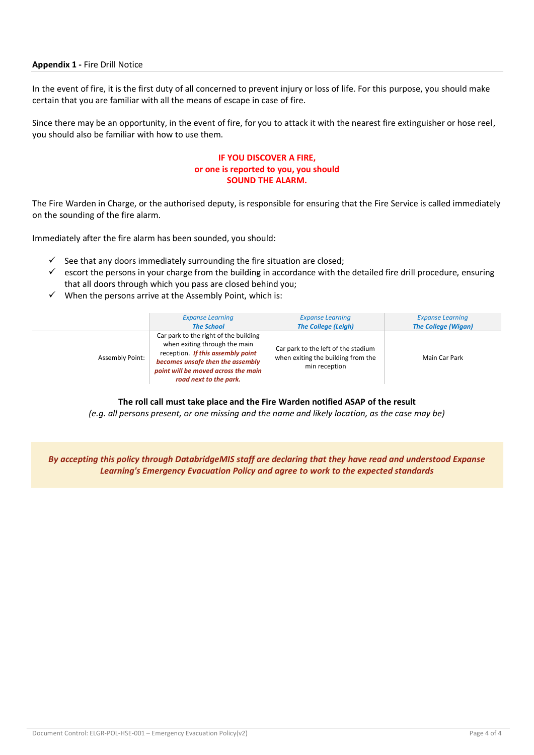**Appendix 1 -** Fire Drill Notice

In the event of fire, it is the first duty of all concerned to prevent injury or loss of life. For this purpose, you should make certain that you are familiar with all the means of escape in case of fire.

Since there may be an opportunity, in the event of fire, for you to attack it with the nearest fire extinguisher or hose reel, you should also be familiar with how to use them.

**IF YOU DISCOVER A FIRE,**
**or one is reported to you, you should**
**SOUND THE ALARM.**

The Fire Warden in Charge, or the authorised deputy, is responsible for ensuring that the Fire Service is called immediately on the sounding of the fire alarm.

Immediately after the fire alarm has been sounded, you should:

- ✓ See that any doors immediately surrounding the fire situation are closed;
- ✓ escort the persons in your charge from the building in accordance with the detailed fire drill procedure, ensuring that all doors through which you pass are closed behind you;
- ✓ When the persons arrive at the Assembly Point, which is:

| | *Expanse Learning* ***The School*** | *Expanse Learning* ***The College (Leigh)*** | *Expanse Learning* ***The College (Wigan)*** |
|---|---|---|---|
| Assembly Point: | Car park to the right of the building when exiting through the main reception. ***If this assembly point becomes unsafe then the assembly point will be moved across the main road next to the park.*** | Car park to the left of the stadium when exiting the building from the min reception | Main Car Park |

**The roll call must take place and the Fire Warden notified ASAP of the result**
*(e.g. all persons present, or one missing and the name and likely location, as the case may be)*

***By accepting this policy through DatabridgeMIS staff are declaring that they have read and understood Expanse Learning's Emergency Evacuation Policy and agree to work to the expected standards***